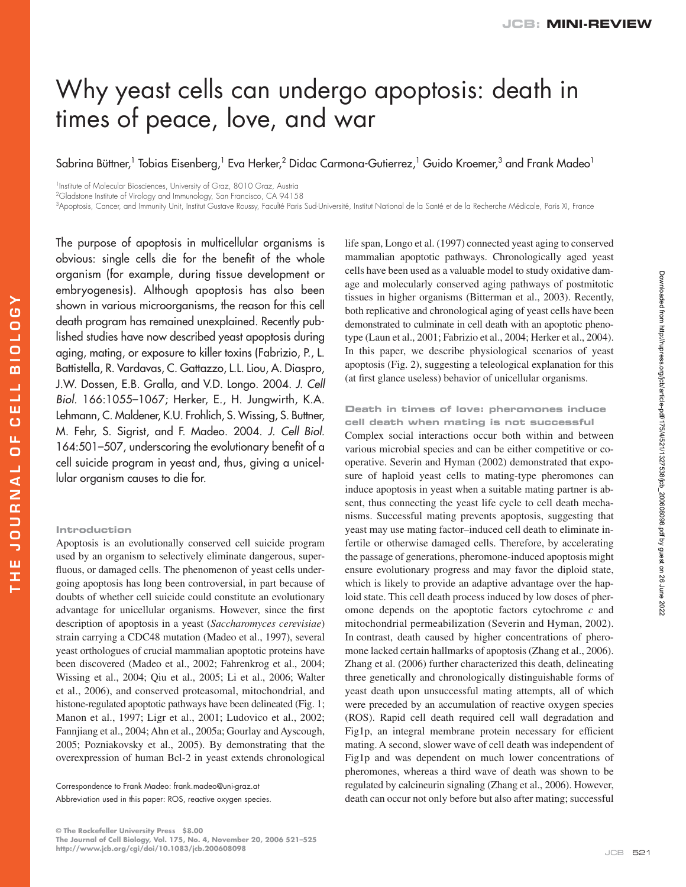# Why yeast cells can undergo apoptosis: death in times of peace, love, and war

Sabrina Büttner,[1] Tobias Eisenberg,[1] Eva Herker,[2] Didac Carmona-Gutierrez,[1] Guido Kroemer,[3] and Frank Madeo[1]

[1]Institute of Molecular Biosciences, University of Graz, 8010 Graz, Austria
[2]Gladstone Institute of Virology and Immunology, San Francisco, CA 94158
[3]Apoptosis, Cancer, and Immunity Unit, Institut Gustave Roussy, Faculté Paris Sud-Université, Institut National de la Santé et de la Recherche Médicale, Paris XI, France

The purpose of apoptosis in multicellular organisms is obvious: single cells die for the benefit of the whole organism (for example, during tissue development or embryogenesis). Although apoptosis has also been shown in various microorganisms, the reason for this cell death program has remained unexplained. Recently published studies have now described yeast apoptosis during aging, mating, or exposure to killer toxins (Fabrizio, P., L. Battistella, R. Vardavas, C. Gattazzo, L.L. Liou, A. Diaspro, J.W. Dossen, E.B. Gralla, and V.D. Longo. 2004. *J. Cell Biol.* 166:1055–1067; Herker, E., H. Jungwirth, K.A. Lehmann, C. Maldener, K.U. Frohlich, S. Wissing, S. Buttner, M. Fehr, S. Sigrist, and F. Madeo. 2004. *J. Cell Biol.* 164:501–507, underscoring the evolutionary benefit of a cell suicide program in yeast and, thus, giving a unicellular organism causes to die for.

## Introduction

Apoptosis is an evolutionarily conserved cell suicide program used by an organism to selectively eliminate dangerous, superfluous, or damaged cells. The phenomenon of yeast cells undergoing apoptosis has long been controversial, in part because of doubts of whether cell suicide could constitute an evolutionary advantage for unicellular organisms. However, since the first description of apoptosis in a yeast (*Saccharomyces cerevisiae*) strain carrying a CDC48 mutation (Madeo et al., 1997), several yeast orthologues of crucial mammalian apoptotic proteins have been discovered (Madeo et al., 2002; Fahrenkrog et al., 2004; Wissing et al., 2004; Qiu et al., 2005; Li et al., 2006; Walter et al., 2006), and conserved proteasomal, mitochondrial, and histone-regulated apoptotic pathways have been delineated (Fig. 1; Manon et al., 1997; Ligr et al., 2001; Ludovico et al., 2002; Fannjiang et al., 2004; Ahn et al., 2005a; Gourlay and Ayscough, 2005; Pozniakovsky et al., 2005). By demonstrating that the overexpression of human Bcl-2 in yeast extends chronological life span, Longo et al. (1997) connected yeast aging to conserved mammalian apoptotic pathways. Chronologically aged yeast cells have been used as a valuable model to study oxidative damage and molecularly conserved aging pathways of postmitotic tissues in higher organisms (Bitterman et al., 2003). Recently, both replicative and chronological aging of yeast cells have been demonstrated to culminate in cell death with an apoptotic phenotype (Laun et al., 2001; Fabrizio et al., 2004; Herker et al., 2004). In this paper, we describe physiological scenarios of yeast apoptosis (Fig. 2), suggesting a teleological explanation for this (at first glance useless) behavior of unicellular organisms.

## Death in times of love: pheromones induce cell death when mating is not successful

Complex social interactions occur both within and between various microbial species and can be either competitive or cooperative. Severin and Hyman (2002) demonstrated that exposure of haploid yeast cells to mating-type pheromones can induce apoptosis in yeast when a suitable mating partner is absent, thus connecting the yeast life cycle to cell death mechanisms. Successful mating prevents apoptosis, suggesting that yeast may use mating factor–induced cell death to eliminate infertile or otherwise damaged cells. Therefore, by accelerating the passage of generations, pheromone-induced apoptosis might ensure evolutionary progress and may favor the diploid state, which is likely to provide an adaptive advantage over the haploid state. This cell death process induced by low doses of pheromone depends on the apoptotic factors cytochrome *c* and mitochondrial permeabilization (Severin and Hyman, 2002). In contrast, death caused by higher concentrations of pheromone lacked certain hallmarks of apoptosis (Zhang et al., 2006). Zhang et al. (2006) further characterized this death, delineating three genetically and chronologically distinguishable forms of yeast death upon unsuccessful mating attempts, all of which were preceded by an accumulation of reactive oxygen species (ROS). Rapid cell death required cell wall degradation and Fig1p, an integral membrane protein necessary for efficient mating. A second, slower wave of cell death was independent of Fig1p and was dependent on much lower concentrations of pheromones, whereas a third wave of death was shown to be regulated by calcineurin signaling (Zhang et al., 2006). However, death can occur not only before but also after mating; successful

Correspondence to Frank Madeo: frank.madeo@uni-graz.at

Abbreviation used in this paper: ROS, reactive oxygen species.

© The Rockefeller University Press $8.00
The Journal of Cell Biology, Vol. 175, No. 4, November 20, 2006 521–525
http://www.jcb.org/cgi/doi/10.1083/jcb.200608098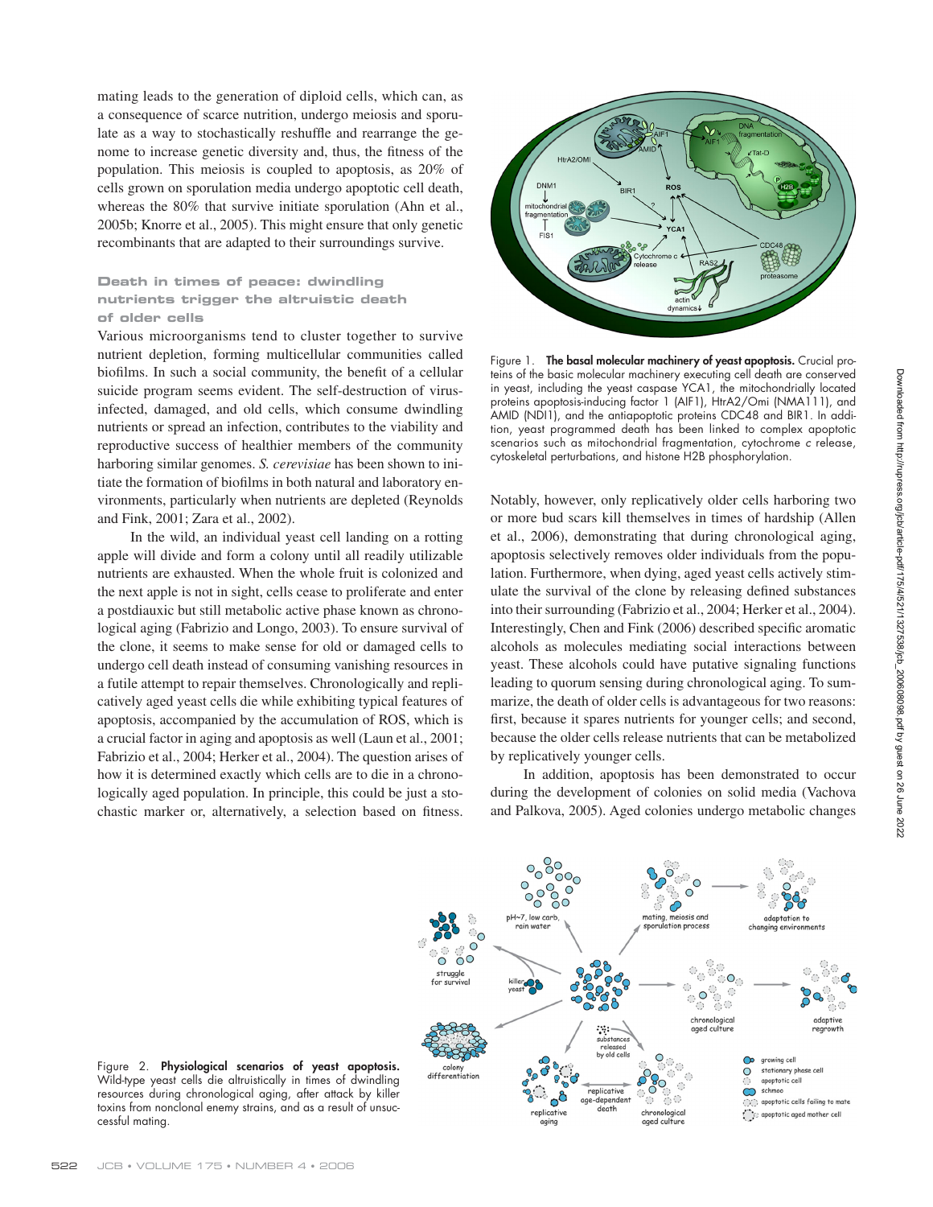mating leads to the generation of diploid cells, which can, as a consequence of scarce nutrition, undergo meiosis and sporulate as a way to stochastically reshuffle and rearrange the genome to increase genetic diversity and, thus, the fitness of the population. This meiosis is coupled to apoptosis, as 20% of cells grown on sporulation media undergo apoptotic cell death, whereas the 80% that survive initiate sporulation (Ahn et al., 2005b; Knorre et al., 2005). This might ensure that only genetic recombinants that are adapted to their surroundings survive.

### Death in times of peace: dwindling nutrients trigger the altruistic death of older cells

Various microorganisms tend to cluster together to survive nutrient depletion, forming multicellular communities called biofilms. In such a social community, the benefit of a cellular suicide program seems evident. The self-destruction of virus-infected, damaged, and old cells, which consume dwindling nutrients or spread an infection, contributes to the viability and reproductive success of healthier members of the community harboring similar genomes. *S. cerevisiae* has been shown to initiate the formation of biofilms in both natural and laboratory environments, particularly when nutrients are depleted (Reynolds and Fink, 2001; Zara et al., 2002).

In the wild, an individual yeast cell landing on a rotting apple will divide and form a colony until all readily utilizable nutrients are exhausted. When the whole fruit is colonized and the next apple is not in sight, cells cease to proliferate and enter a postdiauxic but still metabolic active phase known as chronological aging (Fabrizio and Longo, 2003). To ensure survival of the clone, it seems to make sense for old or damaged cells to undergo cell death instead of consuming vanishing resources in a futile attempt to repair themselves. Chronologically and replicatively aged yeast cells die while exhibiting typical features of apoptosis, accompanied by the accumulation of ROS, which is a crucial factor in aging and apoptosis as well (Laun et al., 2001; Fabrizio et al., 2004; Herker et al., 2004). The question arises of how it is determined exactly which cells are to die in a chronologically aged population. In principle, this could be just a stochastic marker or, alternatively, a selection based on fitness.

Figure 1. **The basal molecular machinery of yeast apoptosis.** Crucial proteins of the basic molecular machinery executing cell death are conserved in yeast, including the yeast caspase YCA1, the mitochondrially located proteins apoptosis-inducing factor 1 (AIF1), HtrA2/Omi (NMA111), and AMID (NDI1), and the antiapoptotic proteins CDC48 and BIR1. In addition, yeast programmed death has been linked to complex apoptotic scenarios such as mitochondrial fragmentation, cytochrome *c* release, cytoskeletal perturbations, and histone H2B phosphorylation.

Notably, however, only replicatively older cells harboring two or more bud scars kill themselves in times of hardship (Allen et al., 2006), demonstrating that during chronological aging, apoptosis selectively removes older individuals from the population. Furthermore, when dying, aged yeast cells actively stimulate the survival of the clone by releasing defined substances into their surrounding (Fabrizio et al., 2004; Herker et al., 2004). Interestingly, Chen and Fink (2006) described specific aromatic alcohols as molecules mediating social interactions between yeast. These alcohols could have putative signaling functions leading to quorum sensing during chronological aging. To summarize, the death of older cells is advantageous for two reasons: first, because it spares nutrients for younger cells; and second, because the older cells release nutrients that can be metabolized by replicatively younger cells.

In addition, apoptosis has been demonstrated to occur during the development of colonies on solid media (Vachova and Palkova, 2005). Aged colonies undergo metabolic changes

Figure 2. **Physiological scenarios of yeast apoptosis.** Wild-type yeast cells die altruistically in times of dwindling resources during chronological aging, after attack by killer toxins from nonclonal enemy strains, and as a result of unsuccessful mating.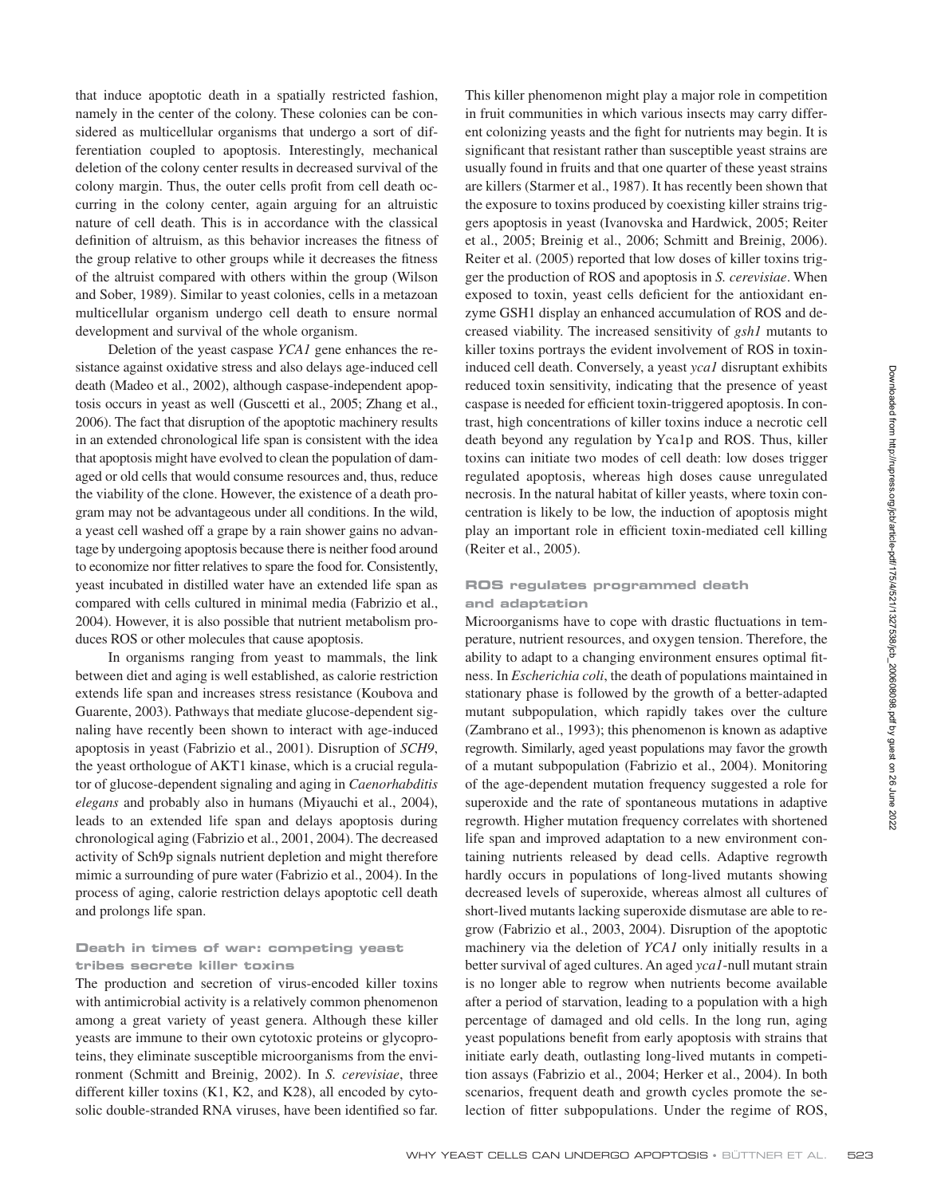that induce apoptotic death in a spatially restricted fashion, namely in the center of the colony. These colonies can be considered as multicellular organisms that undergo a sort of differentiation coupled to apoptosis. Interestingly, mechanical deletion of the colony center results in decreased survival of the colony margin. Thus, the outer cells profit from cell death occurring in the colony center, again arguing for an altruistic nature of cell death. This is in accordance with the classical definition of altruism, as this behavior increases the fitness of the group relative to other groups while it decreases the fitness of the altruist compared with others within the group (Wilson and Sober, 1989). Similar to yeast colonies, cells in a metazoan multicellular organism undergo cell death to ensure normal development and survival of the whole organism.

Deletion of the yeast caspase *YCA1* gene enhances the resistance against oxidative stress and also delays age-induced cell death (Madeo et al., 2002), although caspase-independent apoptosis occurs in yeast as well (Guscetti et al., 2005; Zhang et al., 2006). The fact that disruption of the apoptotic machinery results in an extended chronological life span is consistent with the idea that apoptosis might have evolved to clean the population of damaged or old cells that would consume resources and, thus, reduce the viability of the clone. However, the existence of a death program may not be advantageous under all conditions. In the wild, a yeast cell washed off a grape by a rain shower gains no advantage by undergoing apoptosis because there is neither food around to economize nor fitter relatives to spare the food for. Consistently, yeast incubated in distilled water have an extended life span as compared with cells cultured in minimal media (Fabrizio et al., 2004). However, it is also possible that nutrient metabolism produces ROS or other molecules that cause apoptosis.

In organisms ranging from yeast to mammals, the link between diet and aging is well established, as calorie restriction extends life span and increases stress resistance (Koubova and Guarente, 2003). Pathways that mediate glucose-dependent signaling have recently been shown to interact with age-induced apoptosis in yeast (Fabrizio et al., 2001). Disruption of *SCH9*, the yeast orthologue of AKT1 kinase, which is a crucial regulator of glucose-dependent signaling and aging in *Caenorhabditis elegans* and probably also in humans (Miyauchi et al., 2004), leads to an extended life span and delays apoptosis during chronological aging (Fabrizio et al., 2001, 2004). The decreased activity of Sch9p signals nutrient depletion and might therefore mimic a surrounding of pure water (Fabrizio et al., 2004). In the process of aging, calorie restriction delays apoptotic cell death and prolongs life span.

## Death in times of war: competing yeast tribes secrete killer toxins

The production and secretion of virus-encoded killer toxins with antimicrobial activity is a relatively common phenomenon among a great variety of yeast genera. Although these killer yeasts are immune to their own cytotoxic proteins or glycoproteins, they eliminate susceptible microorganisms from the environment (Schmitt and Breinig, 2002). In *S. cerevisiae*, three different killer toxins (K1, K2, and K28), all encoded by cytosolic double-stranded RNA viruses, have been identified so far. This killer phenomenon might play a major role in competition in fruit communities in which various insects may carry different colonizing yeasts and the fight for nutrients may begin. It is significant that resistant rather than susceptible yeast strains are usually found in fruits and that one quarter of these yeast strains are killers (Starmer et al., 1987). It has recently been shown that the exposure to toxins produced by coexisting killer strains triggers apoptosis in yeast (Ivanovska and Hardwick, 2005; Reiter et al., 2005; Breinig et al., 2006; Schmitt and Breinig, 2006). Reiter et al. (2005) reported that low doses of killer toxins trigger the production of ROS and apoptosis in *S. cerevisiae*. When exposed to toxin, yeast cells deficient for the antioxidant enzyme GSH1 display an enhanced accumulation of ROS and decreased viability. The increased sensitivity of *gsh1* mutants to killer toxins portrays the evident involvement of ROS in toxin-induced cell death. Conversely, a yeast *yca1* disruptant exhibits reduced toxin sensitivity, indicating that the presence of yeast caspase is needed for efficient toxin-triggered apoptosis. In contrast, high concentrations of killer toxins induce a necrotic cell death beyond any regulation by Yca1p and ROS. Thus, killer toxins can initiate two modes of cell death: low doses trigger regulated apoptosis, whereas high doses cause unregulated necrosis. In the natural habitat of killer yeasts, where toxin concentration is likely to be low, the induction of apoptosis might play an important role in efficient toxin-mediated cell killing (Reiter et al., 2005).

## ROS regulates programmed death and adaptation

Microorganisms have to cope with drastic fluctuations in temperature, nutrient resources, and oxygen tension. Therefore, the ability to adapt to a changing environment ensures optimal fitness. In *Escherichia coli*, the death of populations maintained in stationary phase is followed by the growth of a better-adapted mutant subpopulation, which rapidly takes over the culture (Zambrano et al., 1993); this phenomenon is known as adaptive regrowth. Similarly, aged yeast populations may favor the growth of a mutant subpopulation (Fabrizio et al., 2004). Monitoring of the age-dependent mutation frequency suggested a role for superoxide and the rate of spontaneous mutations in adaptive regrowth. Higher mutation frequency correlates with shortened life span and improved adaptation to a new environment containing nutrients released by dead cells. Adaptive regrowth hardly occurs in populations of long-lived mutants showing decreased levels of superoxide, whereas almost all cultures of short-lived mutants lacking superoxide dismutase are able to regrow (Fabrizio et al., 2003, 2004). Disruption of the apoptotic machinery via the deletion of *YCA1* only initially results in a better survival of aged cultures. An aged *yca1*-null mutant strain is no longer able to regrow when nutrients become available after a period of starvation, leading to a population with a high percentage of damaged and old cells. In the long run, aging yeast populations benefit from early apoptosis with strains that initiate early death, outlasting long-lived mutants in competition assays (Fabrizio et al., 2004; Herker et al., 2004). In both scenarios, frequent death and growth cycles promote the selection of fitter subpopulations. Under the regime of ROS,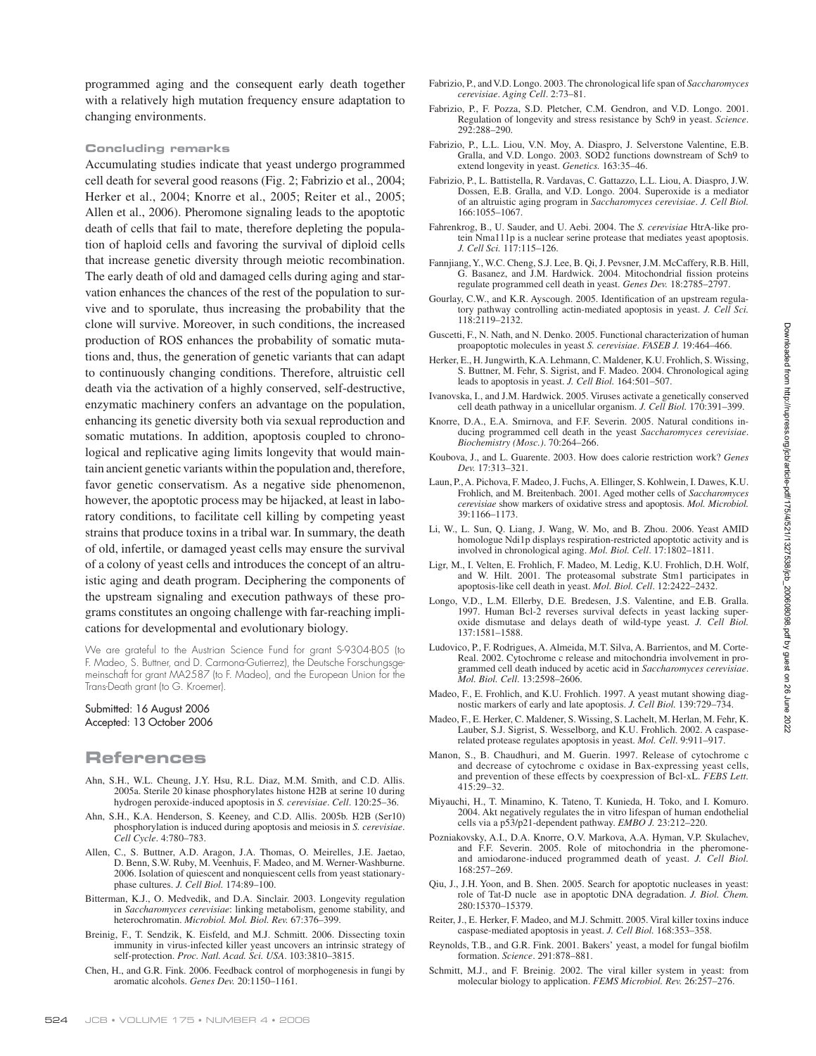programmed aging and the consequent early death together with a relatively high mutation frequency ensure adaptation to changing environments.

### Concluding remarks

Accumulating studies indicate that yeast undergo programmed cell death for several good reasons (Fig. 2; Fabrizio et al., 2004; Herker et al., 2004; Knorre et al., 2005; Reiter et al., 2005; Allen et al., 2006). Pheromone signaling leads to the apoptotic death of cells that fail to mate, therefore depleting the population of haploid cells and favoring the survival of diploid cells that increase genetic diversity through meiotic recombination. The early death of old and damaged cells during aging and starvation enhances the chances of the rest of the population to survive and to sporulate, thus increasing the probability that the clone will survive. Moreover, in such conditions, the increased production of ROS enhances the probability of somatic mutations and, thus, the generation of genetic variants that can adapt to continuously changing conditions. Therefore, altruistic cell death via the activation of a highly conserved, self-destructive, enzymatic machinery confers an advantage on the population, enhancing its genetic diversity both via sexual reproduction and somatic mutations. In addition, apoptosis coupled to chronological and replicative aging limits longevity that would maintain ancient genetic variants within the population and, therefore, favor genetic conservatism. As a negative side phenomenon, however, the apoptotic process may be hijacked, at least in laboratory conditions, to facilitate cell killing by competing yeast strains that produce toxins in a tribal war. In summary, the death of old, infertile, or damaged yeast cells may ensure the survival of a colony of yeast cells and introduces the concept of an altruistic aging and death program. Deciphering the components of the upstream signaling and execution pathways of these programs constitutes an ongoing challenge with far-reaching implications for developmental and evolutionary biology.

We are grateful to the Austrian Science Fund for grant S-9304-B05 (to F. Madeo, S. Buttner, and D. Carmona-Gutierrez), the Deutsche Forschungsgemeinschaft for grant MA2587 (to F. Madeo), and the European Union for the Trans-Death grant (to G. Kroemer).

Submitted: 16 August 2006
Accepted: 13 October 2006

## References

Ahn, S.H., W.L. Cheung, J.Y. Hsu, R.L. Diaz, M.M. Smith, and C.D. Allis. 2005a. Sterile 20 kinase phosphorylates histone H2B at serine 10 during hydrogen peroxide-induced apoptosis in *S. cerevisiae*. *Cell*. 120:25–36.

Ahn, S.H., K.A. Henderson, S. Keeney, and C.D. Allis. 2005b. H2B (Ser10) phosphorylation is induced during apoptosis and meiosis in *S. cerevisiae*. *Cell Cycle*. 4:780–783.

Allen, C., S. Buttner, A.D. Aragon, J.A. Thomas, O. Meirelles, J.E. Jaetao, D. Benn, S.W. Ruby, M. Veenhuis, F. Madeo, and M. Werner-Washburne. 2006. Isolation of quiescent and nonquiescent cells from yeast stationary-phase cultures. *J. Cell Biol.* 174:89–100.

Bitterman, K.J., O. Medvedik, and D.A. Sinclair. 2003. Longevity regulation in *Saccharomyces cerevisiae*: linking metabolism, genome stability, and heterochromatin. *Microbiol. Mol. Biol. Rev.* 67:376–399.

Breinig, F., T. Sendzik, K. Eisfeld, and M.J. Schmitt. 2006. Dissecting toxin immunity in virus-infected killer yeast uncovers an intrinsic strategy of self-protection. *Proc. Natl. Acad. Sci. USA*. 103:3810–3815.

Chen, H., and G.R. Fink. 2006. Feedback control of morphogenesis in fungi by aromatic alcohols. *Genes Dev.* 20:1150–1161.

Fabrizio, P., and V.D. Longo. 2003. The chronological life span of *Saccharomyces cerevisiae*. *Aging Cell*. 2:73–81.

Fabrizio, P., F. Pozza, S.D. Pletcher, C.M. Gendron, and V.D. Longo. 2001. Regulation of longevity and stress resistance by Sch9 in yeast. *Science*. 292:288–290.

Fabrizio, P., L.L. Liou, V.N. Moy, A. Diaspro, J. Selverstone Valentine, E.B. Gralla, and V.D. Longo. 2003. SOD2 functions downstream of Sch9 to extend longevity in yeast. *Genetics.* 163:35–46.

Fabrizio, P., L. Battistella, R. Vardavas, C. Gattazzo, L.L. Liou, A. Diaspro, J.W. Dossen, E.B. Gralla, and V.D. Longo. 2004. Superoxide is a mediator of an altruistic aging program in *Saccharomyces cerevisiae*. *J. Cell Biol.* 166:1055–1067.

Fahrenkrog, B., U. Sauder, and U. Aebi. 2004. The *S. cerevisiae* HtrA-like protein Nma111p is a nuclear serine protease that mediates yeast apoptosis. *J. Cell Sci.* 117:115–126.

Fannjiang, Y., W.C. Cheng, S.J. Lee, B. Qi, J. Pevsner, J.M. McCaffery, R.B. Hill, G. Basanez, and J.M. Hardwick. 2004. Mitochondrial fission proteins regulate programmed cell death in yeast. *Genes Dev.* 18:2785–2797.

Gourlay, C.W., and K.R. Ayscough. 2005. Identification of an upstream regulatory pathway controlling actin-mediated apoptosis in yeast. *J. Cell Sci.* 118:2119–2132.

Guscetti, F., N. Nath, and N. Denko. 2005. Functional characterization of human proapoptotic molecules in yeast *S. cerevisiae*. *FASEB J.* 19:464–466.

Herker, E., H. Jungwirth, K.A. Lehmann, C. Maldener, K.U. Frohlich, S. Wissing, S. Buttner, M. Fehr, S. Sigrist, and F. Madeo. 2004. Chronological aging leads to apoptosis in yeast. *J. Cell Biol.* 164:501–507.

Ivanovska, I., and J.M. Hardwick. 2005. Viruses activate a genetically conserved cell death pathway in a unicellular organism. *J. Cell Biol.* 170:391–399.

Knorre, D.A., E.A. Smirnova, and F.F. Severin. 2005. Natural conditions inducing programmed cell death in the yeast *Saccharomyces cerevisiae*. *Biochemistry (Mosc.)*. 70:264–266.

Koubova, J., and L. Guarente. 2003. How does calorie restriction work? *Genes Dev.* 17:313–321.

Laun, P., A. Pichova, F. Madeo, J. Fuchs, A. Ellinger, S. Kohlwein, I. Dawes, K.U. Frohlich, and M. Breitenbach. 2001. Aged mother cells of *Saccharomyces cerevisiae* show markers of oxidative stress and apoptosis. *Mol. Microbiol.* 39:1166–1173.

Li, W., L. Sun, Q. Liang, J. Wang, W. Mo, and B. Zhou. 2006. Yeast AMID homologue Ndi1p displays respiration-restricted apoptotic activity and is involved in chronological aging. *Mol. Biol. Cell*. 17:1802–1811.

Ligr, M., I. Velten, E. Frohlich, F. Madeo, M. Ledig, K.U. Frohlich, D.H. Wolf, and W. Hilt. 2001. The proteasomal substrate Stm1 participates in apoptosis-like cell death in yeast. *Mol. Biol. Cell*. 12:2422–2432.

Longo, V.D., L.M. Ellerby, D.E. Bredesen, J.S. Valentine, and E.B. Gralla. 1997. Human Bcl-2 reverses survival defects in yeast lacking superoxide dismutase and delays death of wild-type yeast. *J. Cell Biol.* 137:1581–1588.

Ludovico, P., F. Rodrigues, A. Almeida, M.T. Silva, A. Barrientos, and M. Corte-Real. 2002. Cytochrome c release and mitochondria involvement in programmed cell death induced by acetic acid in *Saccharomyces cerevisiae*. *Mol. Biol. Cell*. 13:2598–2606.

Madeo, F., E. Frohlich, and K.U. Frohlich. 1997. A yeast mutant showing diagnostic markers of early and late apoptosis. *J. Cell Biol.* 139:729–734.

Madeo, F., E. Herker, C. Maldener, S. Wissing, S. Lachelt, M. Herlan, M. Fehr, K. Lauber, S.J. Sigrist, S. Wesselborg, and K.U. Frohlich. 2002. A caspase-related protease regulates apoptosis in yeast. *Mol. Cell*. 9:911–917.

Manon, S., B. Chaudhuri, and M. Guerin. 1997. Release of cytochrome c and decrease of cytochrome c oxidase in Bax-expressing yeast cells, and prevention of these effects by coexpression of Bcl-xL. *FEBS Lett.* 415:29–32.

Miyauchi, H., T. Minamino, K. Tateno, T. Kunieda, H. Toko, and I. Komuro. 2004. Akt negatively regulates the in vitro lifespan of human endothelial cells via a p53/p21-dependent pathway. *EMBO J.* 23:212–220.

Pozniakovsky, A.I., D.A. Knorre, O.V. Markova, A.A. Hyman, V.P. Skulachev, and F.F. Severin. 2005. Role of mitochondria in the pheromone- and amiodarone-induced programmed death of yeast. *J. Cell Biol.* 168:257–269.

Qiu, J., J.H. Yoon, and B. Shen. 2005. Search for apoptotic nucleases in yeast: role of Tat-D nuclease in apoptotic DNA degradation. *J. Biol. Chem.* 280:15370–15379.

Reiter, J., E. Herker, F. Madeo, and M.J. Schmitt. 2005. Viral killer toxins induce caspase-mediated apoptosis in yeast. *J. Cell Biol.* 168:353–358.

Reynolds, T.B., and G.R. Fink. 2001. Bakers' yeast, a model for fungal biofilm formation. *Science*. 291:878–881.

Schmitt, M.J., and F. Breinig. 2002. The viral killer system in yeast: from molecular biology to application. *FEMS Microbiol. Rev.* 26:257–276.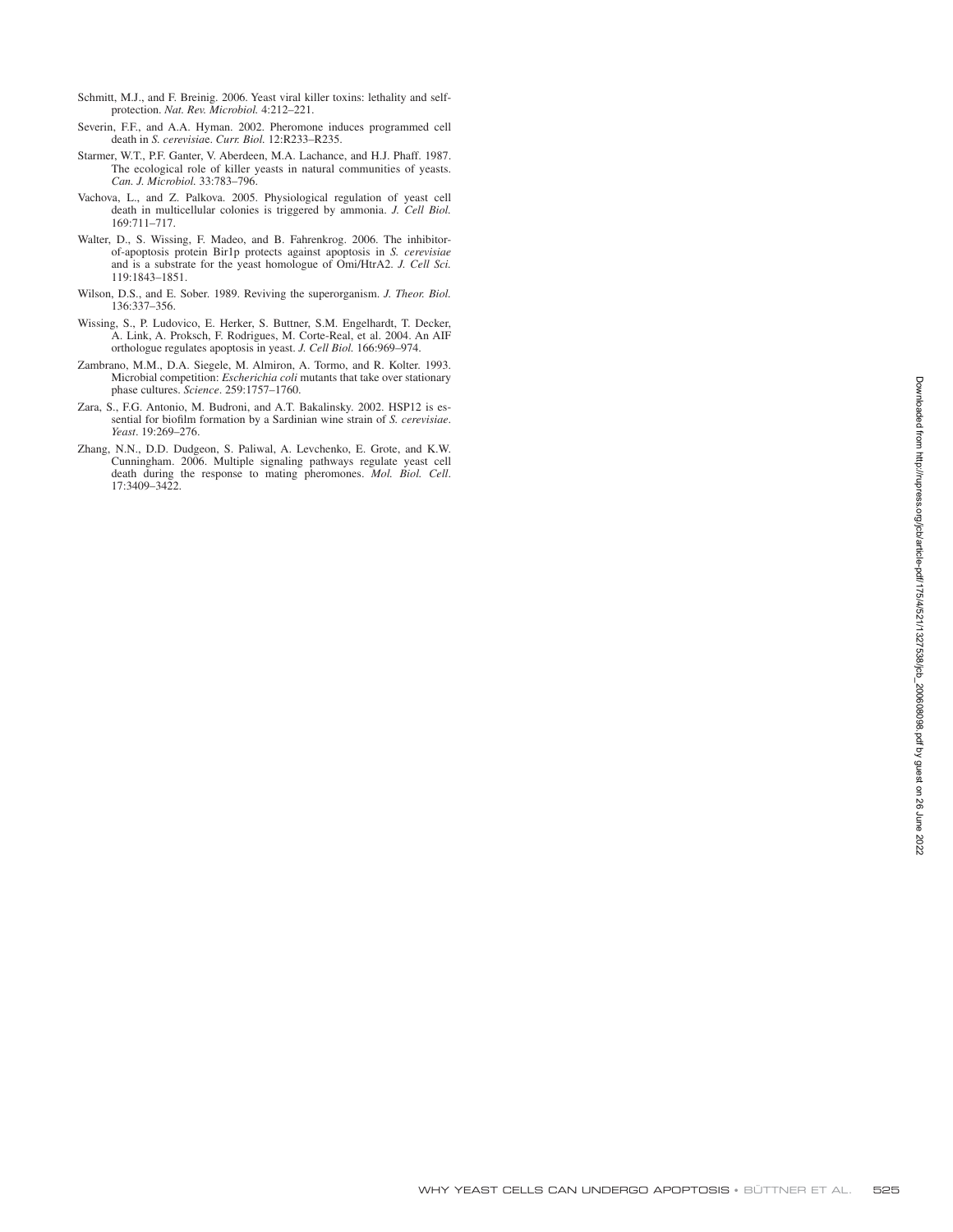Schmitt, M.J., and F. Breinig. 2006. Yeast viral killer toxins: lethality and self-protection. *Nat. Rev. Microbiol.* 4:212–221.

Severin, F.F., and A.A. Hyman. 2002. Pheromone induces programmed cell death in *S. cerevisiae*. *Curr. Biol.* 12:R233–R235.

Starmer, W.T., P.F. Ganter, V. Aberdeen, M.A. Lachance, and H.J. Phaff. 1987. The ecological role of killer yeasts in natural communities of yeasts. *Can. J. Microbiol.* 33:783–796.

Vachova, L., and Z. Palkova. 2005. Physiological regulation of yeast cell death in multicellular colonies is triggered by ammonia. *J. Cell Biol.* 169:711–717.

Walter, D., S. Wissing, F. Madeo, and B. Fahrenkrog. 2006. The inhibitor-of-apoptosis protein Bir1p protects against apoptosis in *S. cerevisiae* and is a substrate for the yeast homologue of Omi/HtrA2. *J. Cell Sci.* 119:1843–1851.

Wilson, D.S., and E. Sober. 1989. Reviving the superorganism. *J. Theor. Biol.* 136:337–356.

Wissing, S., P. Ludovico, E. Herker, S. Buttner, S.M. Engelhardt, T. Decker, A. Link, A. Proksch, F. Rodrigues, M. Corte-Real, et al. 2004. An AIF orthologue regulates apoptosis in yeast. *J. Cell Biol.* 166:969–974.

Zambrano, M.M., D.A. Siegele, M. Almiron, A. Tormo, and R. Kolter. 1993. Microbial competition: *Escherichia coli* mutants that take over stationary phase cultures. *Science*. 259:1757–1760.

Zara, S., F.G. Antonio, M. Budroni, and A.T. Bakalinsky. 2002. HSP12 is essential for biofilm formation by a Sardinian wine strain of *S. cerevisiae*. *Yeast*. 19:269–276.

Zhang, N.N., D.D. Dudgeon, S. Paliwal, A. Levchenko, E. Grote, and K.W. Cunningham. 2006. Multiple signaling pathways regulate yeast cell death during the response to mating pheromones. *Mol. Biol. Cell*. 17:3409–3422.